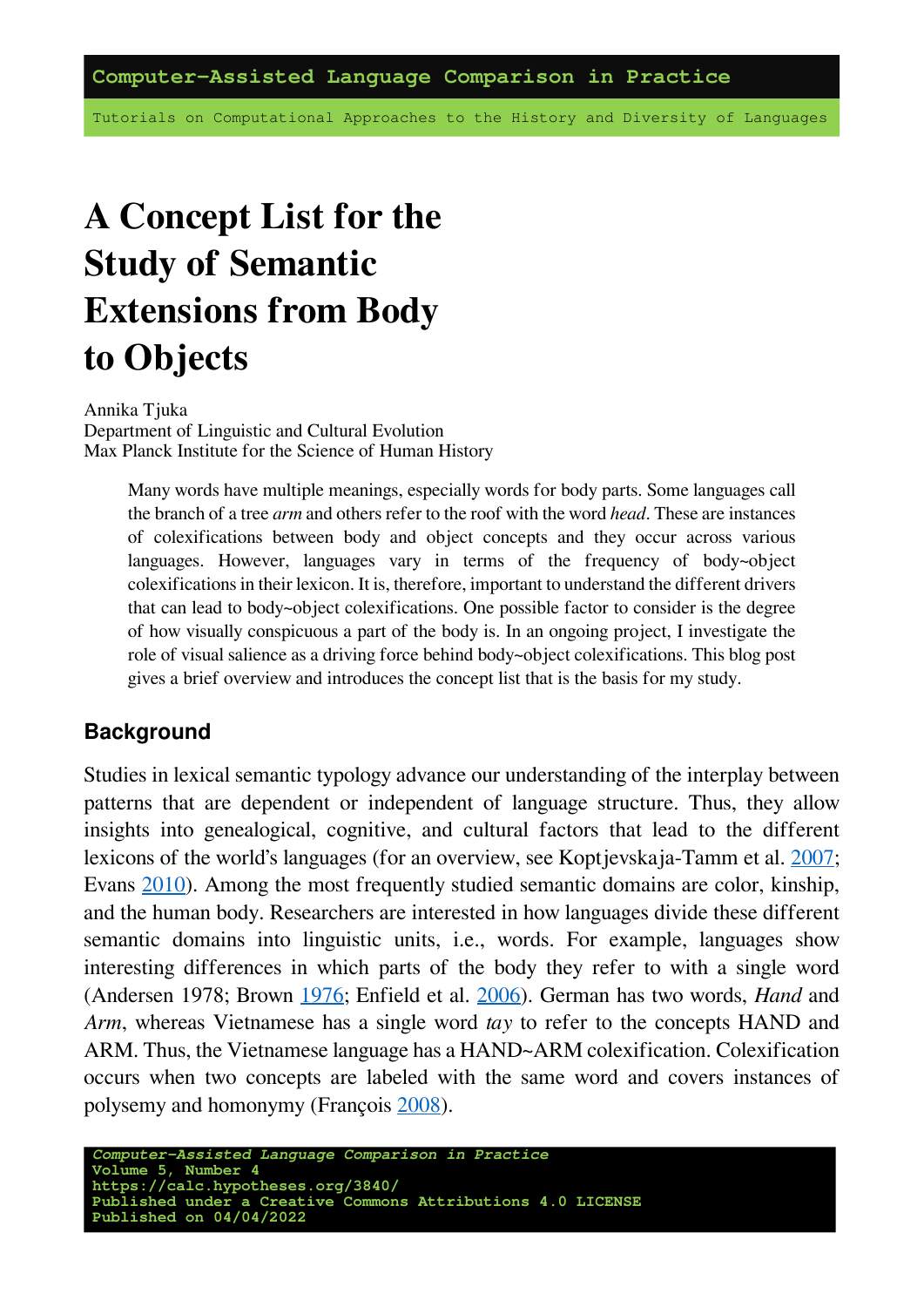Computer-Assisted Language Comparison in Practice

Tutorials on Computational Approaches to the History and Diversity of Languages

# A Concept List for the Study of Semantic Extensions from Body to Objects

Annika Tjuka
Department of Linguistic and Cultural Evolution
Max Planck Institute for the Science of Human History

> Many words have multiple meanings, especially words for body parts. Some languages call the branch of a tree *arm* and others refer to the roof with the word *head*. These are instances of colexifications between body and object concepts and they occur across various languages. However, languages vary in terms of the frequency of body~object colexifications in their lexicon. It is, therefore, important to understand the different drivers that can lead to body~object colexifications. One possible factor to consider is the degree of how visually conspicuous a part of the body is. In an ongoing project, I investigate the role of visual salience as a driving force behind body~object colexifications. This blog post gives a brief overview and introduces the concept list that is the basis for my study.

## Background

Studies in lexical semantic typology advance our understanding of the interplay between patterns that are dependent or independent of language structure. Thus, they allow insights into genealogical, cognitive, and cultural factors that lead to the different lexicons of the world's languages (for an overview, see Koptjevskaja-Tamm et al. 2007; Evans 2010). Among the most frequently studied semantic domains are color, kinship, and the human body. Researchers are interested in how languages divide these different semantic domains into linguistic units, i.e., words. For example, languages show interesting differences in which parts of the body they refer to with a single word (Andersen 1978; Brown 1976; Enfield et al. 2006). German has two words, *Hand* and *Arm*, whereas Vietnamese has a single word *tay* to refer to the concepts HAND and ARM. Thus, the Vietnamese language has a HAND~ARM colexification. Colexification occurs when two concepts are labeled with the same word and covers instances of polysemy and homonymy (François 2008).

*Computer-Assisted Language Comparison in Practice*
Volume 5, Number 4
https://calc.hypotheses.org/3840/
Published under a Creative Commons Attributions 4.0 LICENSE
Published on 04/04/2022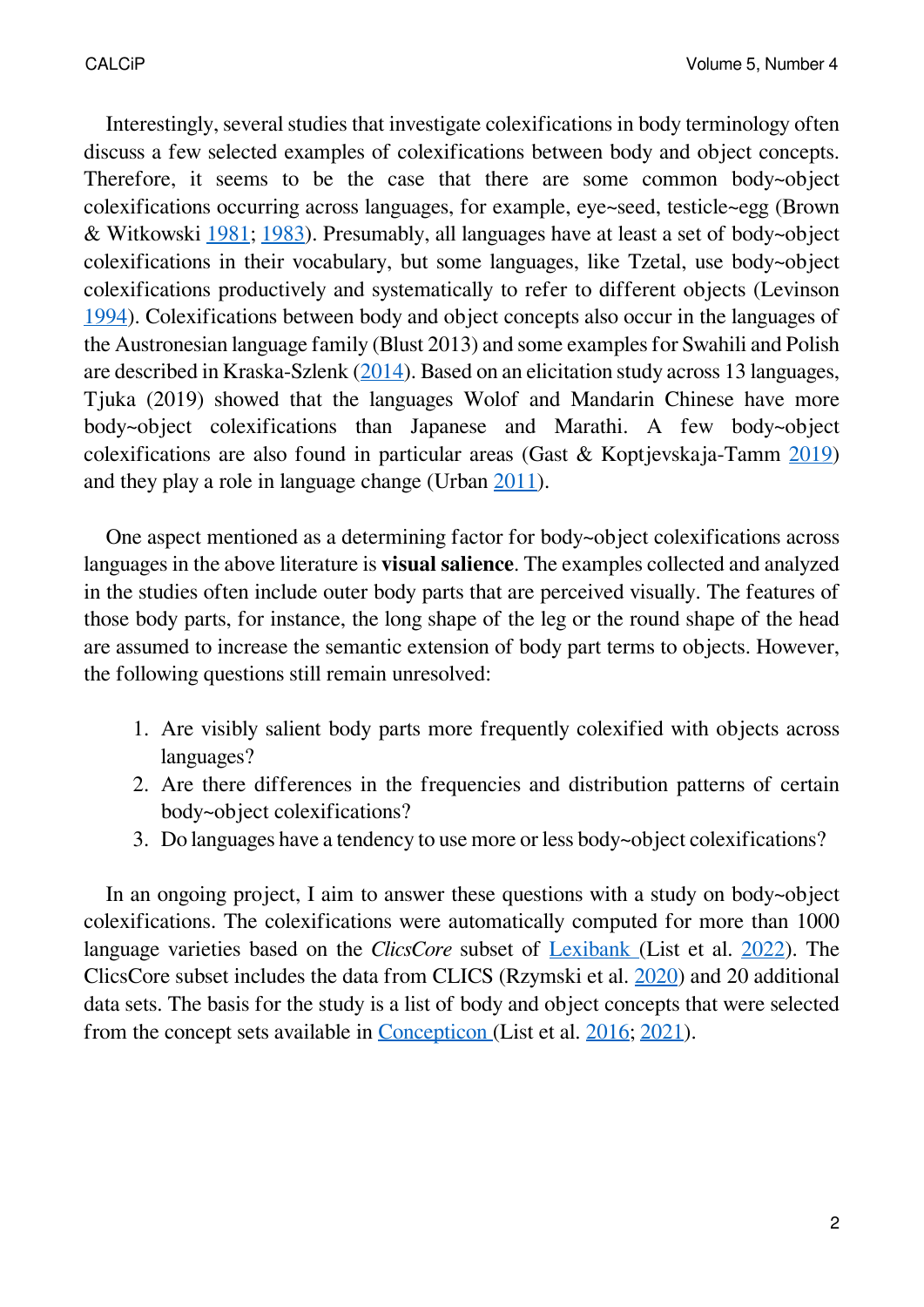Interestingly, several studies that investigate colexifications in body terminology often discuss a few selected examples of colexifications between body and object concepts. Therefore, it seems to be the case that there are some common body~object colexifications occurring across languages, for example, eye~seed, testicle~egg (Brown & Witkowski 1981; 1983). Presumably, all languages have at least a set of body~object colexifications in their vocabulary, but some languages, like Tzetal, use body~object colexifications productively and systematically to refer to different objects (Levinson 1994). Colexifications between body and object concepts also occur in the languages of the Austronesian language family (Blust 2013) and some examples for Swahili and Polish are described in Kraska-Szlenk (2014). Based on an elicitation study across 13 languages, Tjuka (2019) showed that the languages Wolof and Mandarin Chinese have more body~object colexifications than Japanese and Marathi. A few body~object colexifications are also found in particular areas (Gast & Koptjevskaja-Tamm 2019) and they play a role in language change (Urban 2011).

One aspect mentioned as a determining factor for body~object colexifications across languages in the above literature is **visual salience**. The examples collected and analyzed in the studies often include outer body parts that are perceived visually. The features of those body parts, for instance, the long shape of the leg or the round shape of the head are assumed to increase the semantic extension of body part terms to objects. However, the following questions still remain unresolved:

1. Are visibly salient body parts more frequently colexified with objects across languages?
2. Are there differences in the frequencies and distribution patterns of certain body~object colexifications?
3. Do languages have a tendency to use more or less body~object colexifications?

In an ongoing project, I aim to answer these questions with a study on body~object colexifications. The colexifications were automatically computed for more than 1000 language varieties based on the *ClicsCore* subset of Lexibank (List et al. 2022). The ClicsCore subset includes the data from CLICS (Rzymski et al. 2020) and 20 additional data sets. The basis for the study is a list of body and object concepts that were selected from the concept sets available in Concepticon (List et al. 2016; 2021).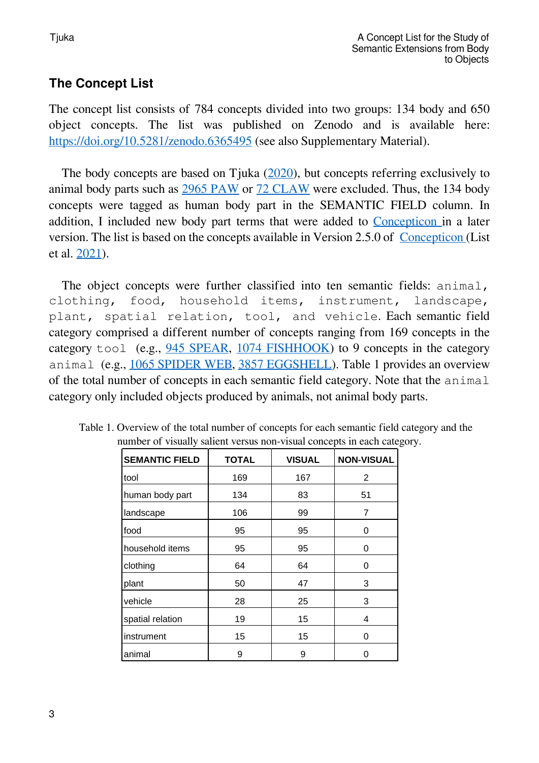## The Concept List

The concept list consists of 784 concepts divided into two groups: 134 body and 650 object concepts. The list was published on Zenodo and is available here: https://doi.org/10.5281/zenodo.6365495 (see also Supplementary Material).

The body concepts are based on Tjuka (2020), but concepts referring exclusively to animal body parts such as 2965 PAW or 72 CLAW were excluded. Thus, the 134 body concepts were tagged as human body part in the SEMANTIC FIELD column. In addition, I included new body part terms that were added to Concepticon in a later version. The list is based on the concepts available in Version 2.5.0 of Concepticon (List et al. 2021).

The object concepts were further classified into ten semantic fields: `animal`, `clothing`, `food`, `household items`, `instrument`, `landscape`, `plant`, `spatial relation`, `tool`, and `vehicle`. Each semantic field category comprised a different number of concepts ranging from 169 concepts in the category `tool` (e.g., 945 SPEAR, 1074 FISHHOOK) to 9 concepts in the category `animal` (e.g., 1065 SPIDER WEB, 3857 EGGSHELL). Table 1 provides an overview of the total number of concepts in each semantic field category. Note that the `animal` category only included objects produced by animals, not animal body parts.

Table 1. Overview of the total number of concepts for each semantic field category and the number of visually salient versus non-visual concepts in each category.

| SEMANTIC FIELD | TOTAL | VISUAL | NON-VISUAL |
|---|---|---|---|
| tool | 169 | 167 | 2 |
| human body part | 134 | 83 | 51 |
| landscape | 106 | 99 | 7 |
| food | 95 | 95 | 0 |
| household items | 95 | 95 | 0 |
| clothing | 64 | 64 | 0 |
| plant | 50 | 47 | 3 |
| vehicle | 28 | 25 | 3 |
| spatial relation | 19 | 15 | 4 |
| instrument | 15 | 15 | 0 |
| animal | 9 | 9 | 0 |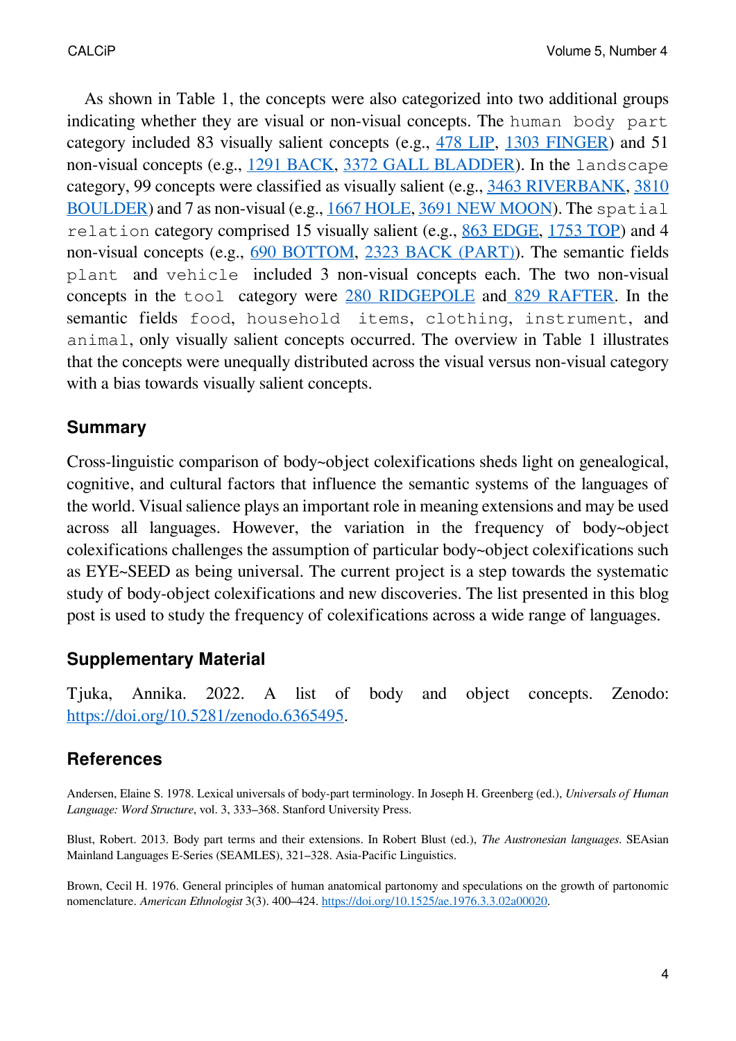As shown in Table 1, the concepts were also categorized into two additional groups indicating whether they are visual or non-visual concepts. The `human body part` category included 83 visually salient concepts (e.g., 478 LIP, 1303 FINGER) and 51 non-visual concepts (e.g., 1291 BACK, 3372 GALL BLADDER). In the `landscape` category, 99 concepts were classified as visually salient (e.g., 3463 RIVERBANK, 3810 BOULDER) and 7 as non-visual (e.g., 1667 HOLE, 3691 NEW MOON). The `spatial relation` category comprised 15 visually salient (e.g., 863 EDGE, 1753 TOP) and 4 non-visual concepts (e.g., 690 BOTTOM, 2323 BACK (PART)). The semantic fields `plant` and `vehicle` included 3 non-visual concepts each. The two non-visual concepts in the `tool` category were 280 RIDGEPOLE and 829 RAFTER. In the semantic fields `food`, `household items`, `clothing`, `instrument`, and `animal`, only visually salient concepts occurred. The overview in Table 1 illustrates that the concepts were unequally distributed across the visual versus non-visual category with a bias towards visually salient concepts.

## Summary

Cross-linguistic comparison of body~object colexifications sheds light on genealogical, cognitive, and cultural factors that influence the semantic systems of the languages of the world. Visual salience plays an important role in meaning extensions and may be used across all languages. However, the variation in the frequency of body~object colexifications challenges the assumption of particular body~object colexifications such as EYE~SEED as being universal. The current project is a step towards the systematic study of body-object colexifications and new discoveries. The list presented in this blog post is used to study the frequency of colexifications across a wide range of languages.

## Supplementary Material

Tjuka, Annika. 2022. A list of body and object concepts. Zenodo: https://doi.org/10.5281/zenodo.6365495.

## References

Andersen, Elaine S. 1978. Lexical universals of body-part terminology. In Joseph H. Greenberg (ed.), *Universals of Human Language: Word Structure*, vol. 3, 333–368. Stanford University Press.

Blust, Robert. 2013. Body part terms and their extensions. In Robert Blust (ed.), *The Austronesian languages*. SEAsian Mainland Languages E-Series (SEAMLES), 321–328. Asia-Pacific Linguistics.

Brown, Cecil H. 1976. General principles of human anatomical partonomy and speculations on the growth of partonomic nomenclature. *American Ethnologist* 3(3). 400–424. https://doi.org/10.1525/ae.1976.3.3.02a00020.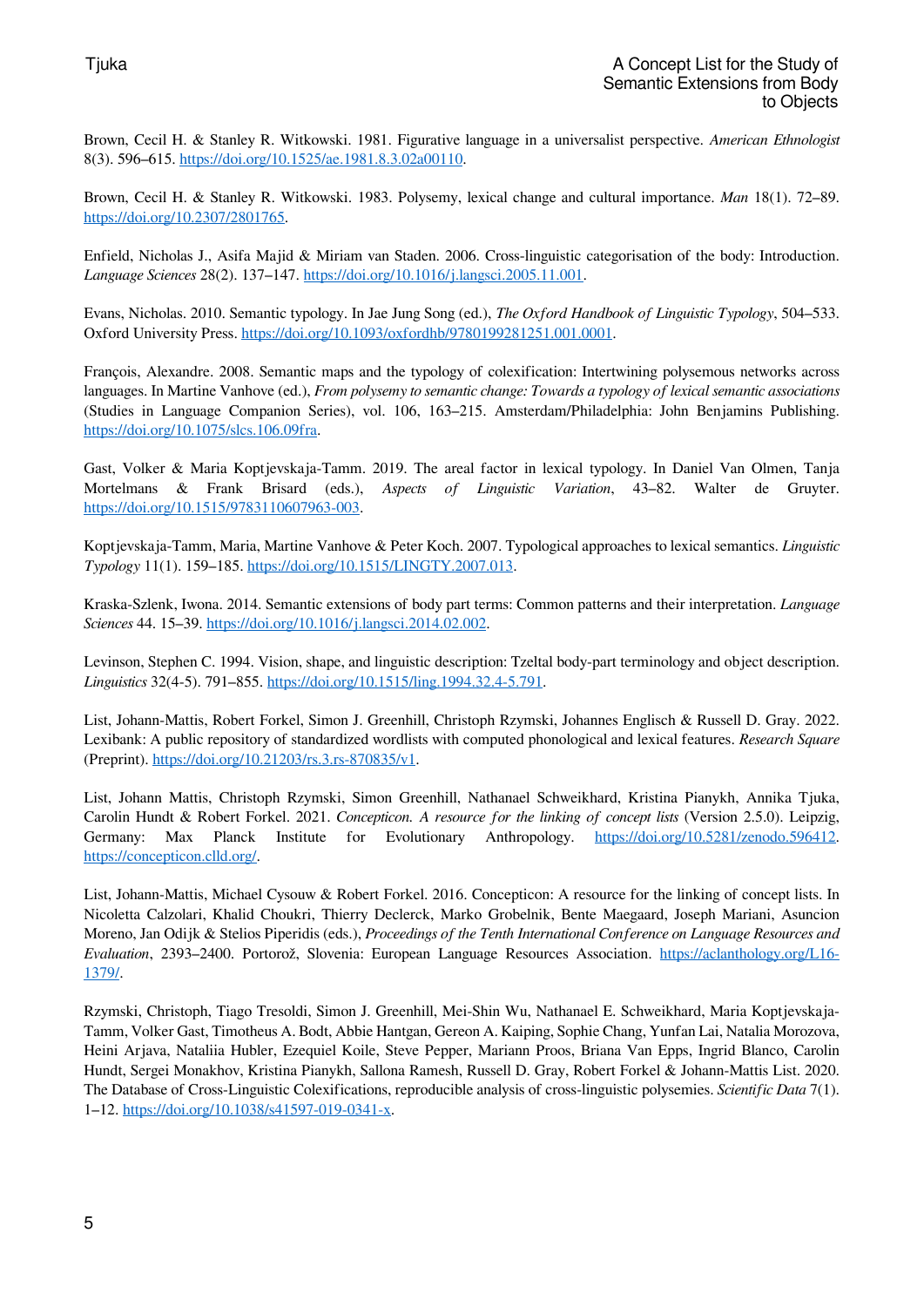Brown, Cecil H. & Stanley R. Witkowski. 1981. Figurative language in a universalist perspective. *American Ethnologist* 8(3). 596–615. https://doi.org/10.1525/ae.1981.8.3.02a00110.

Brown, Cecil H. & Stanley R. Witkowski. 1983. Polysemy, lexical change and cultural importance. *Man* 18(1). 72–89. https://doi.org/10.2307/2801765.

Enfield, Nicholas J., Asifa Majid & Miriam van Staden. 2006. Cross-linguistic categorisation of the body: Introduction. *Language Sciences* 28(2). 137–147. https://doi.org/10.1016/j.langsci.2005.11.001.

Evans, Nicholas. 2010. Semantic typology. In Jae Jung Song (ed.), *The Oxford Handbook of Linguistic Typology*, 504–533. Oxford University Press. https://doi.org/10.1093/oxfordhb/9780199281251.001.0001.

François, Alexandre. 2008. Semantic maps and the typology of colexification: Intertwining polysemous networks across languages. In Martine Vanhove (ed.), *From polysemy to semantic change: Towards a typology of lexical semantic associations* (Studies in Language Companion Series), vol. 106, 163–215. Amsterdam/Philadelphia: John Benjamins Publishing. https://doi.org/10.1075/slcs.106.09fra.

Gast, Volker & Maria Koptjevskaja-Tamm. 2019. The areal factor in lexical typology. In Daniel Van Olmen, Tanja Mortelmans & Frank Brisard (eds.), *Aspects of Linguistic Variation*, 43–82. Walter de Gruyter. https://doi.org/10.1515/9783110607963-003.

Koptjevskaja-Tamm, Maria, Martine Vanhove & Peter Koch. 2007. Typological approaches to lexical semantics. *Linguistic Typology* 11(1). 159–185. https://doi.org/10.1515/LINGTY.2007.013.

Kraska-Szlenk, Iwona. 2014. Semantic extensions of body part terms: Common patterns and their interpretation. *Language Sciences* 44. 15–39. https://doi.org/10.1016/j.langsci.2014.02.002.

Levinson, Stephen C. 1994. Vision, shape, and linguistic description: Tzeltal body-part terminology and object description. *Linguistics* 32(4-5). 791–855. https://doi.org/10.1515/ling.1994.32.4-5.791.

List, Johann-Mattis, Robert Forkel, Simon J. Greenhill, Christoph Rzymski, Johannes Englisch & Russell D. Gray. 2022. Lexibank: A public repository of standardized wordlists with computed phonological and lexical features. *Research Square* (Preprint). https://doi.org/10.21203/rs.3.rs-870835/v1.

List, Johann Mattis, Christoph Rzymski, Simon Greenhill, Nathanael Schweikhard, Kristina Pianykh, Annika Tjuka, Carolin Hundt & Robert Forkel. 2021. *Concepticon. A resource for the linking of concept lists* (Version 2.5.0). Leipzig, Germany: Max Planck Institute for Evolutionary Anthropology. https://doi.org/10.5281/zenodo.596412. https://concepticon.clld.org/.

List, Johann-Mattis, Michael Cysouw & Robert Forkel. 2016. Concepticon: A resource for the linking of concept lists. In Nicoletta Calzolari, Khalid Choukri, Thierry Declerck, Marko Grobelnik, Bente Maegaard, Joseph Mariani, Asuncion Moreno, Jan Odijk & Stelios Piperidis (eds.), *Proceedings of the Tenth International Conference on Language Resources and Evaluation*, 2393–2400. Portorož, Slovenia: European Language Resources Association. https://aclanthology.org/L16-1379/.

Rzymski, Christoph, Tiago Tresoldi, Simon J. Greenhill, Mei-Shin Wu, Nathanael E. Schweikhard, Maria Koptjevskaja-Tamm, Volker Gast, Timotheus A. Bodt, Abbie Hantgan, Gereon A. Kaiping, Sophie Chang, Yunfan Lai, Natalia Morozova, Heini Arjava, Nataliia Hubler, Ezequiel Koile, Steve Pepper, Mariann Proos, Briana Van Epps, Ingrid Blanco, Carolin Hundt, Sergei Monakhov, Kristina Pianykh, Sallona Ramesh, Russell D. Gray, Robert Forkel & Johann-Mattis List. 2020. The Database of Cross-Linguistic Colexifications, reproducible analysis of cross-linguistic polysemies. *Scientific Data* 7(1). 1–12. https://doi.org/10.1038/s41597-019-0341-x.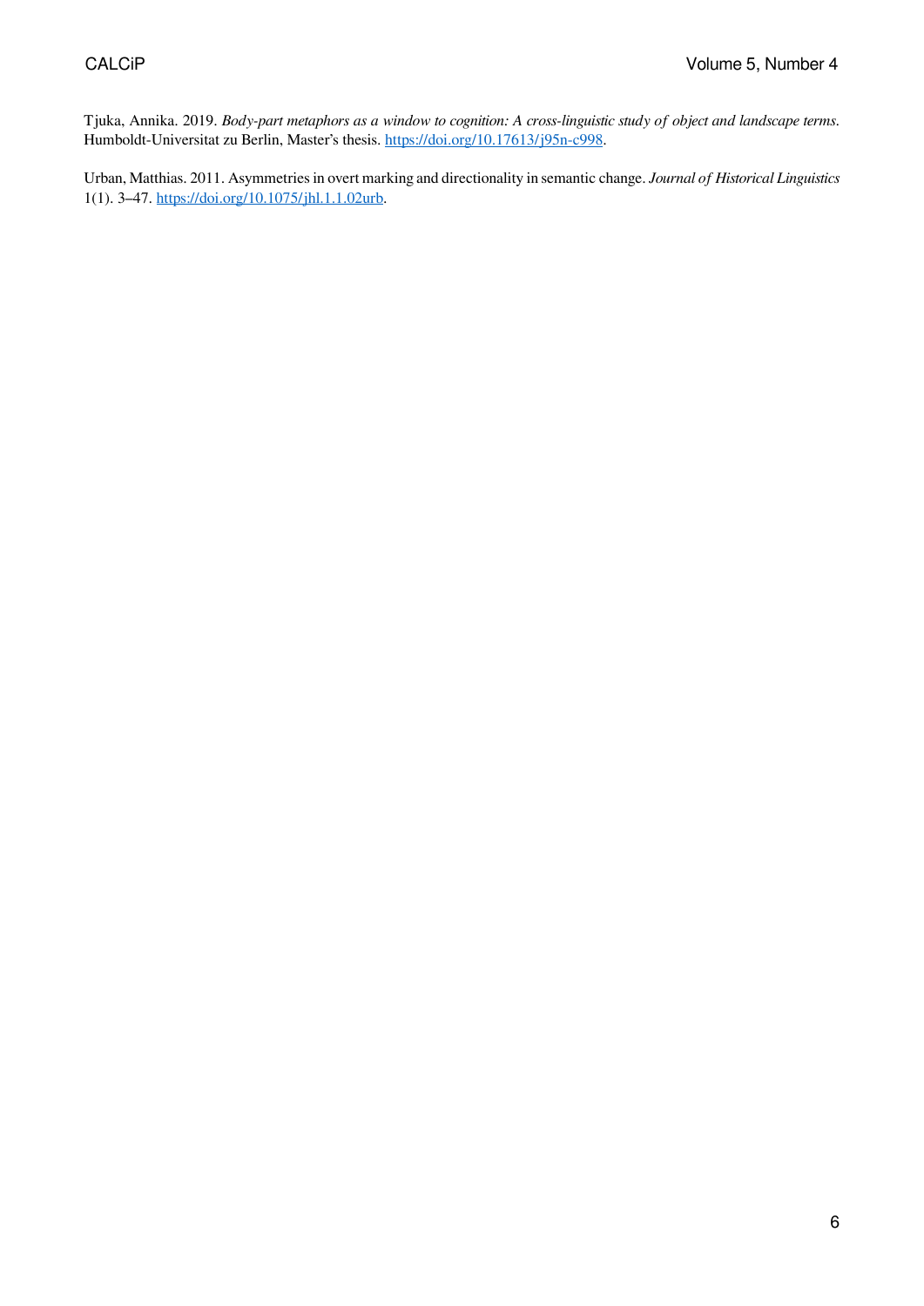Tjuka, Annika. 2019. *Body-part metaphors as a window to cognition: A cross-linguistic study of object and landscape terms*. Humboldt-Universitat zu Berlin, Master's thesis. https://doi.org/10.17613/j95n-c998.

Urban, Matthias. 2011. Asymmetries in overt marking and directionality in semantic change. *Journal of Historical Linguistics* 1(1). 3–47. https://doi.org/10.1075/jhl.1.1.02urb.